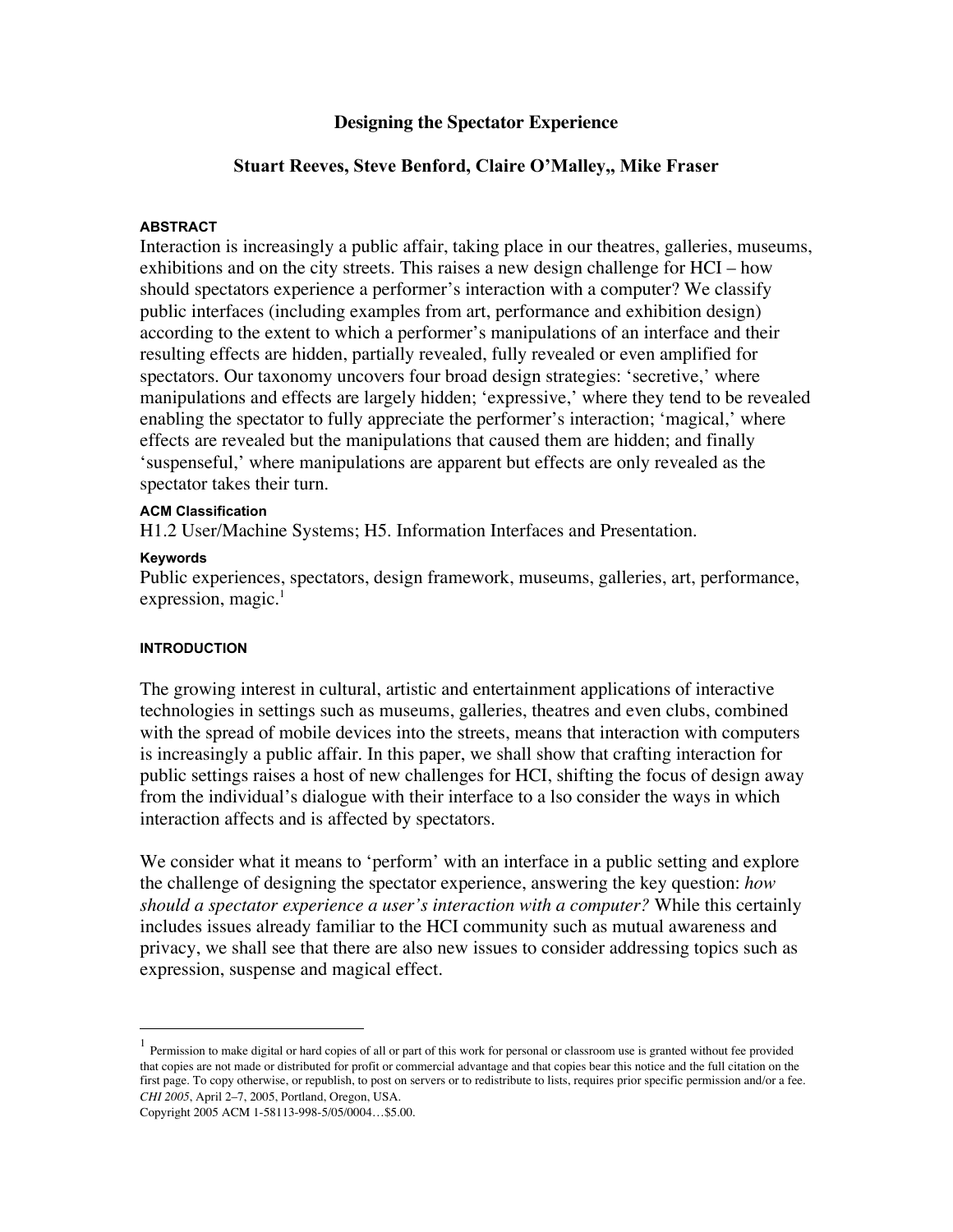# Designing the Spectator Experience

**Stuart Reeves, Steve Benford, Claire O'Malley,, Mike Fraser**

#### ABSTRACT

Interaction is increasingly a public affair, taking place in our theatres, galleries, museums, exhibitions and on the city streets. This raises a new design challenge for HCI – how should spectators experience a performer's interaction with a computer? We classify public interfaces (including examples from art, performance and exhibition design) according to the extent to which a performer's manipulations of an interface and their resulting effects are hidden, partially revealed, fully revealed or even amplified for spectators. Our taxonomy uncovers four broad design strategies: 'secretive,' where manipulations and effects are largely hidden; 'expressive,' where they tend to be revealed enabling the spectator to fully appreciate the performer's interaction; 'magical,' where effects are revealed but the manipulations that caused them are hidden; and finally 'suspenseful,' where manipulations are apparent but effects are only revealed as the spectator takes their turn.

#### ACM Classification

H1.2 User/Machine Systems; H5. Information Interfaces and Presentation.

#### Keywords

Public experiences, spectators, design framework, museums, galleries, art, performance, expression, magic.[1]

#### INTRODUCTION

The growing interest in cultural, artistic and entertainment applications of interactive technologies in settings such as museums, galleries, theatres and even clubs, combined with the spread of mobile devices into the streets, means that interaction with computers is increasingly a public affair. In this paper, we shall show that crafting interaction for public settings raises a host of new challenges for HCI, shifting the focus of design away from the individual's dialogue with their interface to a lso consider the ways in which interaction affects and is affected by spectators.

We consider what it means to 'perform' with an interface in a public setting and explore the challenge of designing the spectator experience, answering the key question: *how should a spectator experience a user's interaction with a computer?* While this certainly includes issues already familiar to the HCI community such as mutual awareness and privacy, we shall see that there are also new issues to consider addressing topics such as expression, suspense and magical effect.

---

[1] Permission to make digital or hard copies of all or part of this work for personal or classroom use is granted without fee provided that copies are not made or distributed for profit or commercial advantage and that copies bear this notice and the full citation on the first page. To copy otherwise, or republish, to post on servers or to redistribute to lists, requires prior specific permission and/or a fee. *CHI 2005*, April 2–7, 2005, Portland, Oregon, USA.
Copyright 2005 ACM 1-58113-998-5/05/0004…$5.00.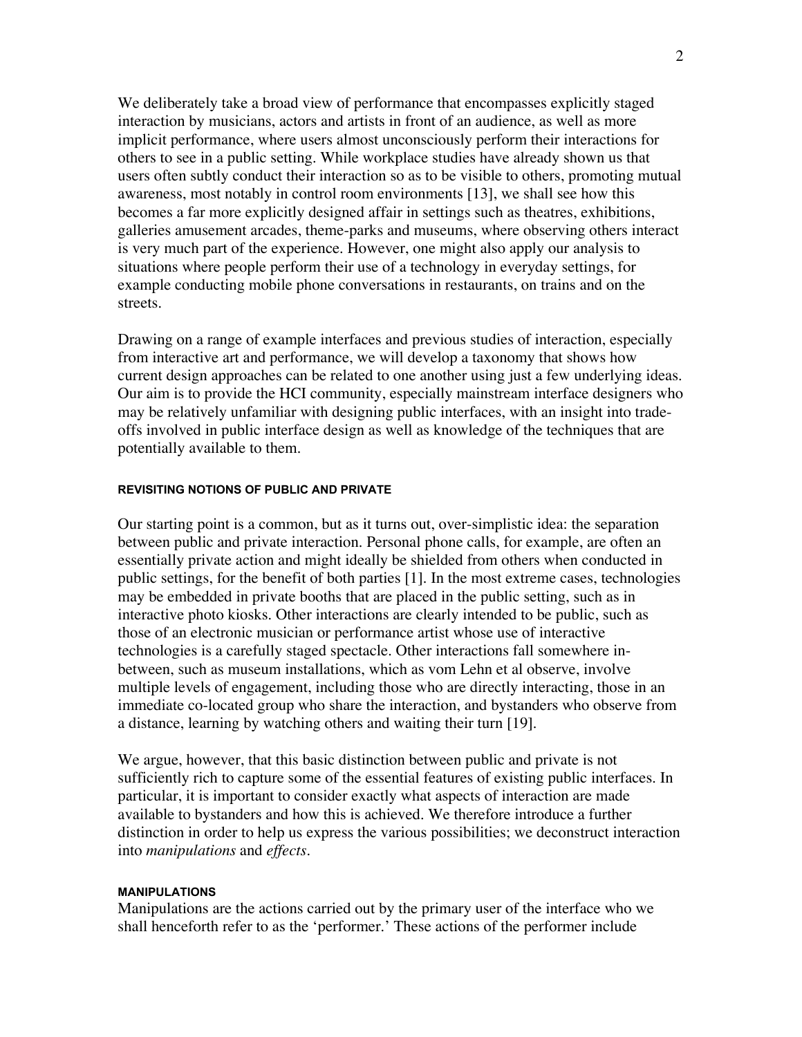We deliberately take a broad view of performance that encompasses explicitly staged interaction by musicians, actors and artists in front of an audience, as well as more implicit performance, where users almost unconsciously perform their interactions for others to see in a public setting. While workplace studies have already shown us that users often subtly conduct their interaction so as to be visible to others, promoting mutual awareness, most notably in control room environments [13], we shall see how this becomes a far more explicitly designed affair in settings such as theatres, exhibitions, galleries amusement arcades, theme-parks and museums, where observing others interact is very much part of the experience. However, one might also apply our analysis to situations where people perform their use of a technology in everyday settings, for example conducting mobile phone conversations in restaurants, on trains and on the streets.

Drawing on a range of example interfaces and previous studies of interaction, especially from interactive art and performance, we will develop a taxonomy that shows how current design approaches can be related to one another using just a few underlying ideas. Our aim is to provide the HCI community, especially mainstream interface designers who may be relatively unfamiliar with designing public interfaces, with an insight into trade-offs involved in public interface design as well as knowledge of the techniques that are potentially available to them.

#### REVISITING NOTIONS OF PUBLIC AND PRIVATE

Our starting point is a common, but as it turns out, over-simplistic idea: the separation between public and private interaction. Personal phone calls, for example, are often an essentially private action and might ideally be shielded from others when conducted in public settings, for the benefit of both parties [1]. In the most extreme cases, technologies may be embedded in private booths that are placed in the public setting, such as in interactive photo kiosks. Other interactions are clearly intended to be public, such as those of an electronic musician or performance artist whose use of interactive technologies is a carefully staged spectacle. Other interactions fall somewhere in-between, such as museum installations, which as vom Lehn et al observe, involve multiple levels of engagement, including those who are directly interacting, those in an immediate co-located group who share the interaction, and bystanders who observe from a distance, learning by watching others and waiting their turn [19].

We argue, however, that this basic distinction between public and private is not sufficiently rich to capture some of the essential features of existing public interfaces. In particular, it is important to consider exactly what aspects of interaction are made available to bystanders and how this is achieved. We therefore introduce a further distinction in order to help us express the various possibilities; we deconstruct interaction into *manipulations* and *effects*.

#### MANIPULATIONS

Manipulations are the actions carried out by the primary user of the interface who we shall henceforth refer to as the 'performer.' These actions of the performer include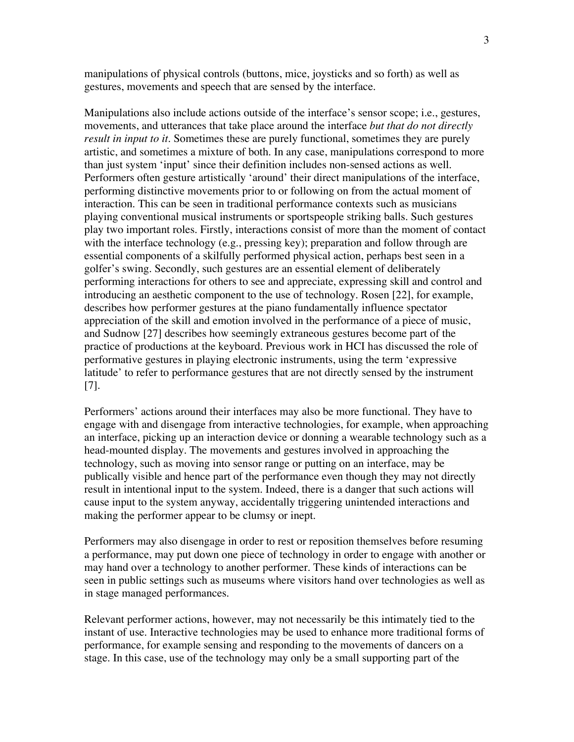manipulations of physical controls (buttons, mice, joysticks and so forth) as well as gestures, movements and speech that are sensed by the interface.

Manipulations also include actions outside of the interface's sensor scope; i.e., gestures, movements, and utterances that take place around the interface *but that do not directly result in input to it*. Sometimes these are purely functional, sometimes they are purely artistic, and sometimes a mixture of both. In any case, manipulations correspond to more than just system 'input' since their definition includes non-sensed actions as well. Performers often gesture artistically 'around' their direct manipulations of the interface, performing distinctive movements prior to or following on from the actual moment of interaction. This can be seen in traditional performance contexts such as musicians playing conventional musical instruments or sportspeople striking balls. Such gestures play two important roles. Firstly, interactions consist of more than the moment of contact with the interface technology (e.g., pressing key); preparation and follow through are essential components of a skilfully performed physical action, perhaps best seen in a golfer's swing. Secondly, such gestures are an essential element of deliberately performing interactions for others to see and appreciate, expressing skill and control and introducing an aesthetic component to the use of technology. Rosen [22], for example, describes how performer gestures at the piano fundamentally influence spectator appreciation of the skill and emotion involved in the performance of a piece of music, and Sudnow [27] describes how seemingly extraneous gestures become part of the practice of productions at the keyboard. Previous work in HCI has discussed the role of performative gestures in playing electronic instruments, using the term 'expressive latitude' to refer to performance gestures that are not directly sensed by the instrument [7].

Performers' actions around their interfaces may also be more functional. They have to engage with and disengage from interactive technologies, for example, when approaching an interface, picking up an interaction device or donning a wearable technology such as a head-mounted display. The movements and gestures involved in approaching the technology, such as moving into sensor range or putting on an interface, may be publically visible and hence part of the performance even though they may not directly result in intentional input to the system. Indeed, there is a danger that such actions will cause input to the system anyway, accidentally triggering unintended interactions and making the performer appear to be clumsy or inept.

Performers may also disengage in order to rest or reposition themselves before resuming a performance, may put down one piece of technology in order to engage with another or may hand over a technology to another performer. These kinds of interactions can be seen in public settings such as museums where visitors hand over technologies as well as in stage managed performances.

Relevant performer actions, however, may not necessarily be this intimately tied to the instant of use. Interactive technologies may be used to enhance more traditional forms of performance, for example sensing and responding to the movements of dancers on a stage. In this case, use of the technology may only be a small supporting part of the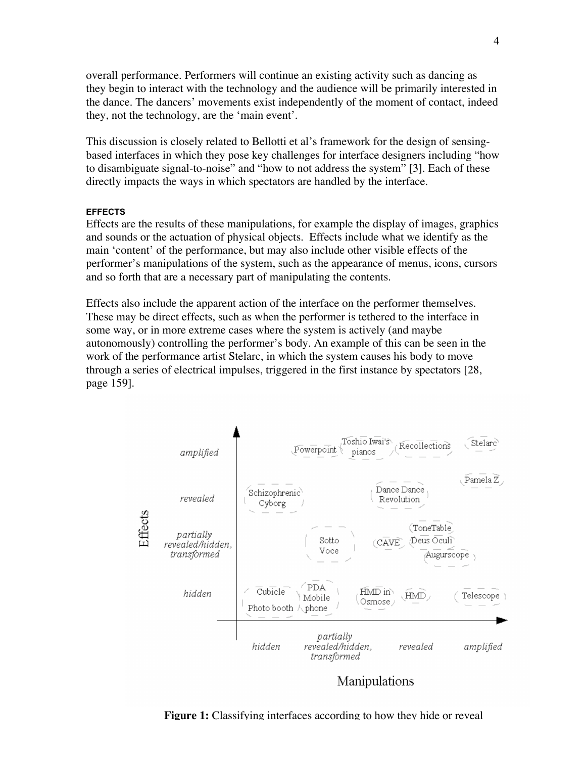overall performance. Performers will continue an existing activity such as dancing as they begin to interact with the technology and the audience will be primarily interested in the dance. The dancers' movements exist independently of the moment of contact, indeed they, not the technology, are the 'main event'.

This discussion is closely related to Bellotti et al's framework for the design of sensing-based interfaces in which they pose key challenges for interface designers including "how to disambiguate signal-to-noise" and "how to not address the system" [3]. Each of these directly impacts the ways in which spectators are handled by the interface.

#### EFFECTS

Effects are the results of these manipulations, for example the display of images, graphics and sounds or the actuation of physical objects. Effects include what we identify as the main 'content' of the performance, but may also include other visible effects of the performer's manipulations of the system, such as the appearance of menus, icons, cursors and so forth that are a necessary part of manipulating the contents.

Effects also include the apparent action of the interface on the performer themselves. These may be direct effects, such as when the performer is tethered to the interface in some way, or in more extreme cases where the system is actively (and maybe autonomously) controlling the performer's body. An example of this can be seen in the work of the performance artist Stelarc, in which the system causes his body to move through a series of electrical impulses, triggered in the first instance by spectators [28, page 159].

| Effects \ Manipulations | hidden | partially revealed/hidden, transformed | revealed | amplified |
| --- | --- | --- | --- | --- |
| amplified | | Powerpoint; Toshio Iwai's pianos | Recollections | Stelarc |
| revealed | Schizophrenic Cyborg | | Dance Dance Revolution | Pamela Z |
| partially revealed/hidden, transformed | | Sotto Voce | CAVE; ToneTable; Deus Oculi; Augurscope | |
| hidden | Cubicle; Photo booth | PDA Mobile phone | HMD in Osmose; HMD | Telescope |

**Figure 1:** Classifying interfaces according to how they hide or reveal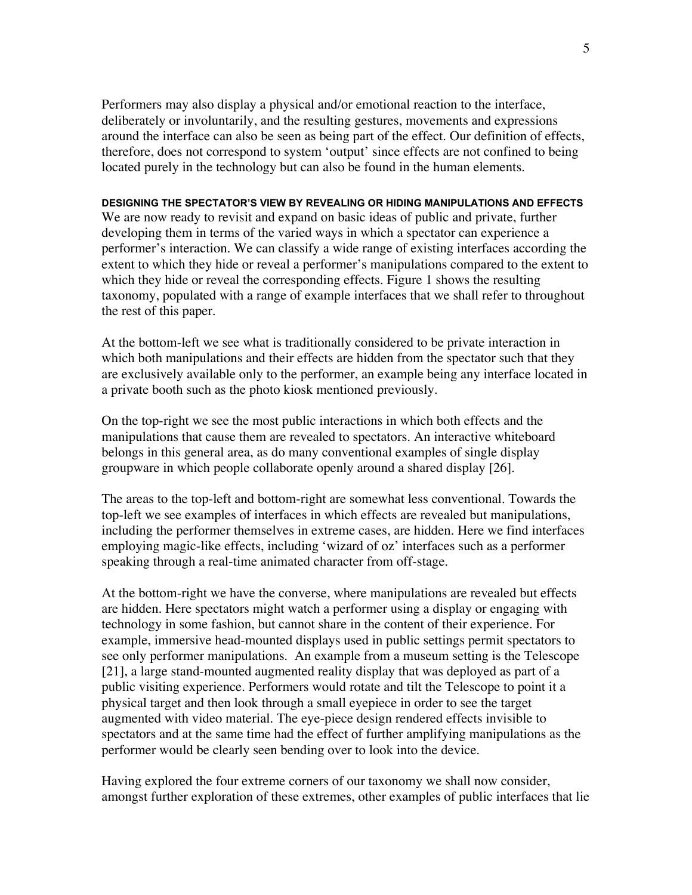Performers may also display a physical and/or emotional reaction to the interface, deliberately or involuntarily, and the resulting gestures, movements and expressions around the interface can also be seen as being part of the effect. Our definition of effects, therefore, does not correspond to system 'output' since effects are not confined to being located purely in the technology but can also be found in the human elements.

## DESIGNING THE SPECTATOR'S VIEW BY REVEALING OR HIDING MANIPULATIONS AND EFFECTS

We are now ready to revisit and expand on basic ideas of public and private, further developing them in terms of the varied ways in which a spectator can experience a performer's interaction. We can classify a wide range of existing interfaces according the extent to which they hide or reveal a performer's manipulations compared to the extent to which they hide or reveal the corresponding effects. Figure 1 shows the resulting taxonomy, populated with a range of example interfaces that we shall refer to throughout the rest of this paper.

At the bottom-left we see what is traditionally considered to be private interaction in which both manipulations and their effects are hidden from the spectator such that they are exclusively available only to the performer, an example being any interface located in a private booth such as the photo kiosk mentioned previously.

On the top-right we see the most public interactions in which both effects and the manipulations that cause them are revealed to spectators. An interactive whiteboard belongs in this general area, as do many conventional examples of single display groupware in which people collaborate openly around a shared display [26].

The areas to the top-left and bottom-right are somewhat less conventional. Towards the top-left we see examples of interfaces in which effects are revealed but manipulations, including the performer themselves in extreme cases, are hidden. Here we find interfaces employing magic-like effects, including 'wizard of oz' interfaces such as a performer speaking through a real-time animated character from off-stage.

At the bottom-right we have the converse, where manipulations are revealed but effects are hidden. Here spectators might watch a performer using a display or engaging with technology in some fashion, but cannot share in the content of their experience. For example, immersive head-mounted displays used in public settings permit spectators to see only performer manipulations. An example from a museum setting is the Telescope [21], a large stand-mounted augmented reality display that was deployed as part of a public visiting experience. Performers would rotate and tilt the Telescope to point it a physical target and then look through a small eyepiece in order to see the target augmented with video material. The eye-piece design rendered effects invisible to spectators and at the same time had the effect of further amplifying manipulations as the performer would be clearly seen bending over to look into the device.

Having explored the four extreme corners of our taxonomy we shall now consider, amongst further exploration of these extremes, other examples of public interfaces that lie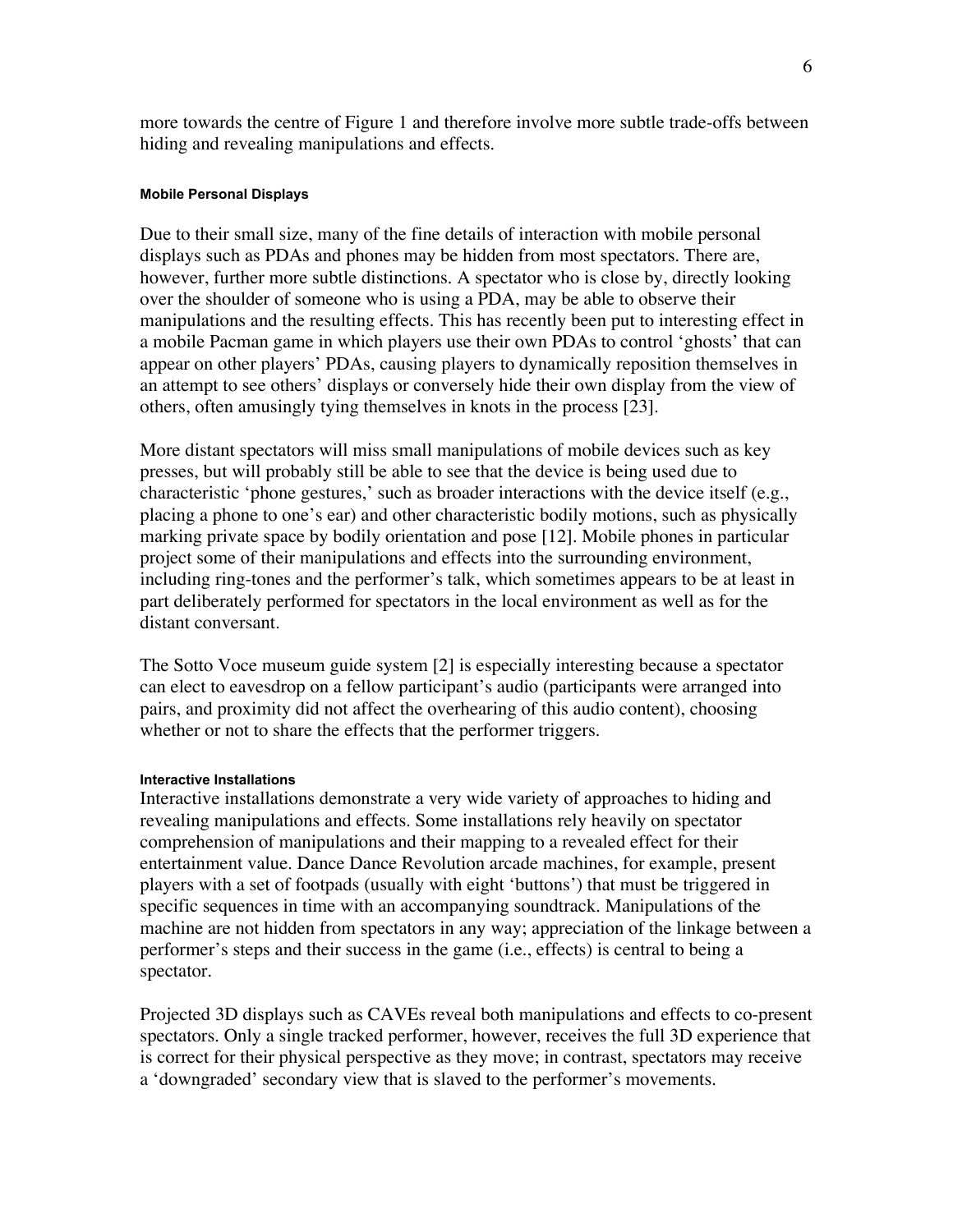more towards the centre of Figure 1 and therefore involve more subtle trade-offs between hiding and revealing manipulations and effects.

#### Mobile Personal Displays

Due to their small size, many of the fine details of interaction with mobile personal displays such as PDAs and phones may be hidden from most spectators. There are, however, further more subtle distinctions. A spectator who is close by, directly looking over the shoulder of someone who is using a PDA, may be able to observe their manipulations and the resulting effects. This has recently been put to interesting effect in a mobile Pacman game in which players use their own PDAs to control 'ghosts' that can appear on other players' PDAs, causing players to dynamically reposition themselves in an attempt to see others' displays or conversely hide their own display from the view of others, often amusingly tying themselves in knots in the process [23].

More distant spectators will miss small manipulations of mobile devices such as key presses, but will probably still be able to see that the device is being used due to characteristic 'phone gestures,' such as broader interactions with the device itself (e.g., placing a phone to one's ear) and other characteristic bodily motions, such as physically marking private space by bodily orientation and pose [12]. Mobile phones in particular project some of their manipulations and effects into the surrounding environment, including ring-tones and the performer's talk, which sometimes appears to be at least in part deliberately performed for spectators in the local environment as well as for the distant conversant.

The Sotto Voce museum guide system [2] is especially interesting because a spectator can elect to eavesdrop on a fellow participant's audio (participants were arranged into pairs, and proximity did not affect the overhearing of this audio content), choosing whether or not to share the effects that the performer triggers.

#### Interactive Installations

Interactive installations demonstrate a very wide variety of approaches to hiding and revealing manipulations and effects. Some installations rely heavily on spectator comprehension of manipulations and their mapping to a revealed effect for their entertainment value. Dance Dance Revolution arcade machines, for example, present players with a set of footpads (usually with eight 'buttons') that must be triggered in specific sequences in time with an accompanying soundtrack. Manipulations of the machine are not hidden from spectators in any way; appreciation of the linkage between a performer's steps and their success in the game (i.e., effects) is central to being a spectator.

Projected 3D displays such as CAVEs reveal both manipulations and effects to co-present spectators. Only a single tracked performer, however, receives the full 3D experience that is correct for their physical perspective as they move; in contrast, spectators may receive a 'downgraded' secondary view that is slaved to the performer's movements.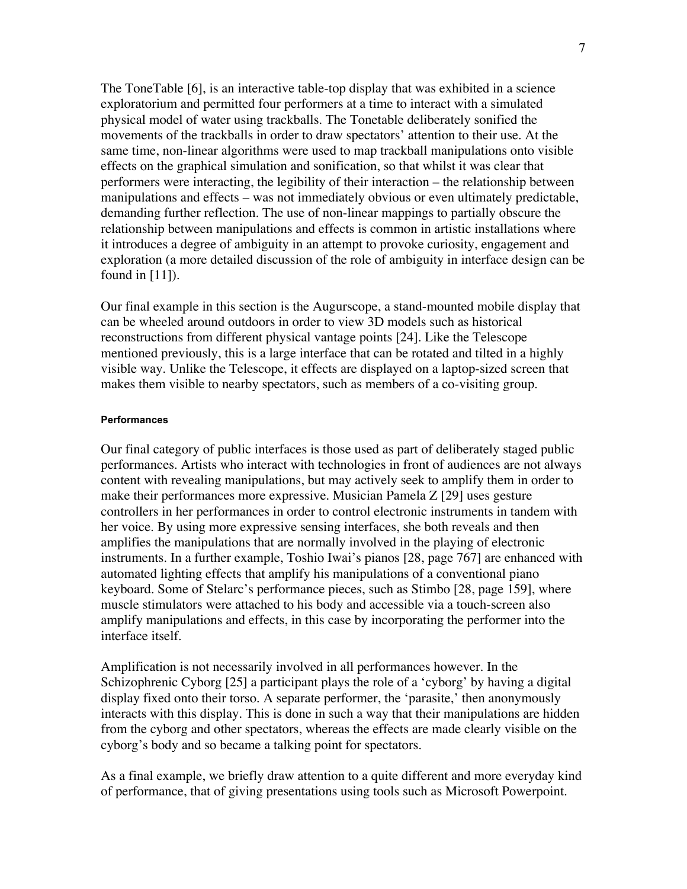The ToneTable [6], is an interactive table-top display that was exhibited in a science exploratorium and permitted four performers at a time to interact with a simulated physical model of water using trackballs. The Tonetable deliberately sonified the movements of the trackballs in order to draw spectators' attention to their use. At the same time, non-linear algorithms were used to map trackball manipulations onto visible effects on the graphical simulation and sonification, so that whilst it was clear that performers were interacting, the legibility of their interaction – the relationship between manipulations and effects – was not immediately obvious or even ultimately predictable, demanding further reflection. The use of non-linear mappings to partially obscure the relationship between manipulations and effects is common in artistic installations where it introduces a degree of ambiguity in an attempt to provoke curiosity, engagement and exploration (a more detailed discussion of the role of ambiguity in interface design can be found in [11]).

Our final example in this section is the Augurscope, a stand-mounted mobile display that can be wheeled around outdoors in order to view 3D models such as historical reconstructions from different physical vantage points [24]. Like the Telescope mentioned previously, this is a large interface that can be rotated and tilted in a highly visible way. Unlike the Telescope, it effects are displayed on a laptop-sized screen that makes them visible to nearby spectators, such as members of a co-visiting group.

#### Performances

Our final category of public interfaces is those used as part of deliberately staged public performances. Artists who interact with technologies in front of audiences are not always content with revealing manipulations, but may actively seek to amplify them in order to make their performances more expressive. Musician Pamela Z [29] uses gesture controllers in her performances in order to control electronic instruments in tandem with her voice. By using more expressive sensing interfaces, she both reveals and then amplifies the manipulations that are normally involved in the playing of electronic instruments. In a further example, Toshio Iwai's pianos [28, page 767] are enhanced with automated lighting effects that amplify his manipulations of a conventional piano keyboard. Some of Stelarc's performance pieces, such as Stimbo [28, page 159], where muscle stimulators were attached to his body and accessible via a touch-screen also amplify manipulations and effects, in this case by incorporating the performer into the interface itself.

Amplification is not necessarily involved in all performances however. In the Schizophrenic Cyborg [25] a participant plays the role of a 'cyborg' by having a digital display fixed onto their torso. A separate performer, the 'parasite,' then anonymously interacts with this display. This is done in such a way that their manipulations are hidden from the cyborg and other spectators, whereas the effects are made clearly visible on the cyborg's body and so became a talking point for spectators.

As a final example, we briefly draw attention to a quite different and more everyday kind of performance, that of giving presentations using tools such as Microsoft Powerpoint.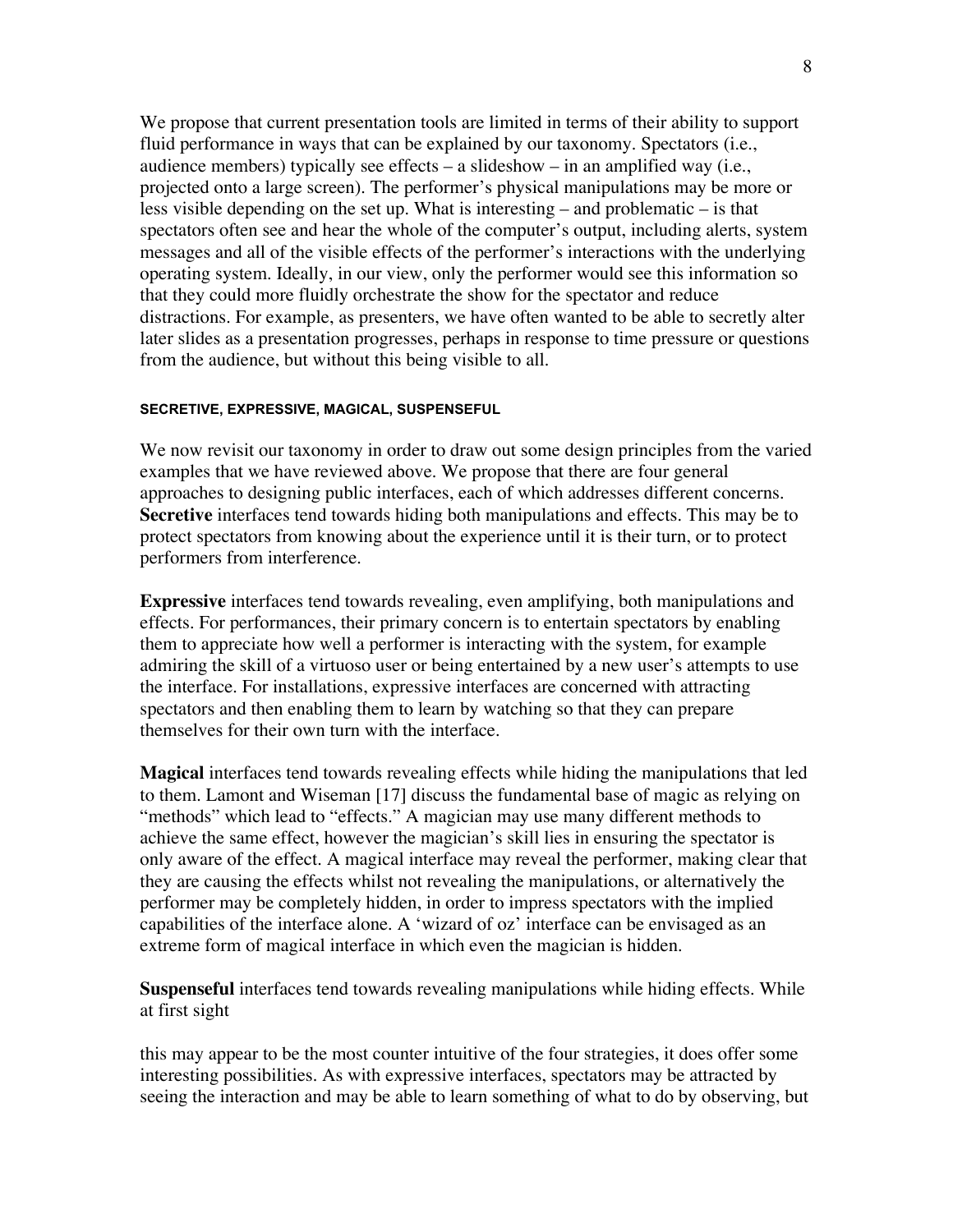We propose that current presentation tools are limited in terms of their ability to support fluid performance in ways that can be explained by our taxonomy. Spectators (i.e., audience members) typically see effects – a slideshow – in an amplified way (i.e., projected onto a large screen). The performer's physical manipulations may be more or less visible depending on the set up. What is interesting – and problematic – is that spectators often see and hear the whole of the computer's output, including alerts, system messages and all of the visible effects of the performer's interactions with the underlying operating system. Ideally, in our view, only the performer would see this information so that they could more fluidly orchestrate the show for the spectator and reduce distractions. For example, as presenters, we have often wanted to be able to secretly alter later slides as a presentation progresses, perhaps in response to time pressure or questions from the audience, but without this being visible to all.

#### SECRETIVE, EXPRESSIVE, MAGICAL, SUSPENSEFUL

We now revisit our taxonomy in order to draw out some design principles from the varied examples that we have reviewed above. We propose that there are four general approaches to designing public interfaces, each of which addresses different concerns. **Secretive** interfaces tend towards hiding both manipulations and effects. This may be to protect spectators from knowing about the experience until it is their turn, or to protect performers from interference.

**Expressive** interfaces tend towards revealing, even amplifying, both manipulations and effects. For performances, their primary concern is to entertain spectators by enabling them to appreciate how well a performer is interacting with the system, for example admiring the skill of a virtuoso user or being entertained by a new user's attempts to use the interface. For installations, expressive interfaces are concerned with attracting spectators and then enabling them to learn by watching so that they can prepare themselves for their own turn with the interface.

**Magical** interfaces tend towards revealing effects while hiding the manipulations that led to them. Lamont and Wiseman [17] discuss the fundamental base of magic as relying on "methods" which lead to "effects." A magician may use many different methods to achieve the same effect, however the magician's skill lies in ensuring the spectator is only aware of the effect. A magical interface may reveal the performer, making clear that they are causing the effects whilst not revealing the manipulations, or alternatively the performer may be completely hidden, in order to impress spectators with the implied capabilities of the interface alone. A 'wizard of oz' interface can be envisaged as an extreme form of magical interface in which even the magician is hidden.

**Suspenseful** interfaces tend towards revealing manipulations while hiding effects. While at first sight

this may appear to be the most counter intuitive of the four strategies, it does offer some interesting possibilities. As with expressive interfaces, spectators may be attracted by seeing the interaction and may be able to learn something of what to do by observing, but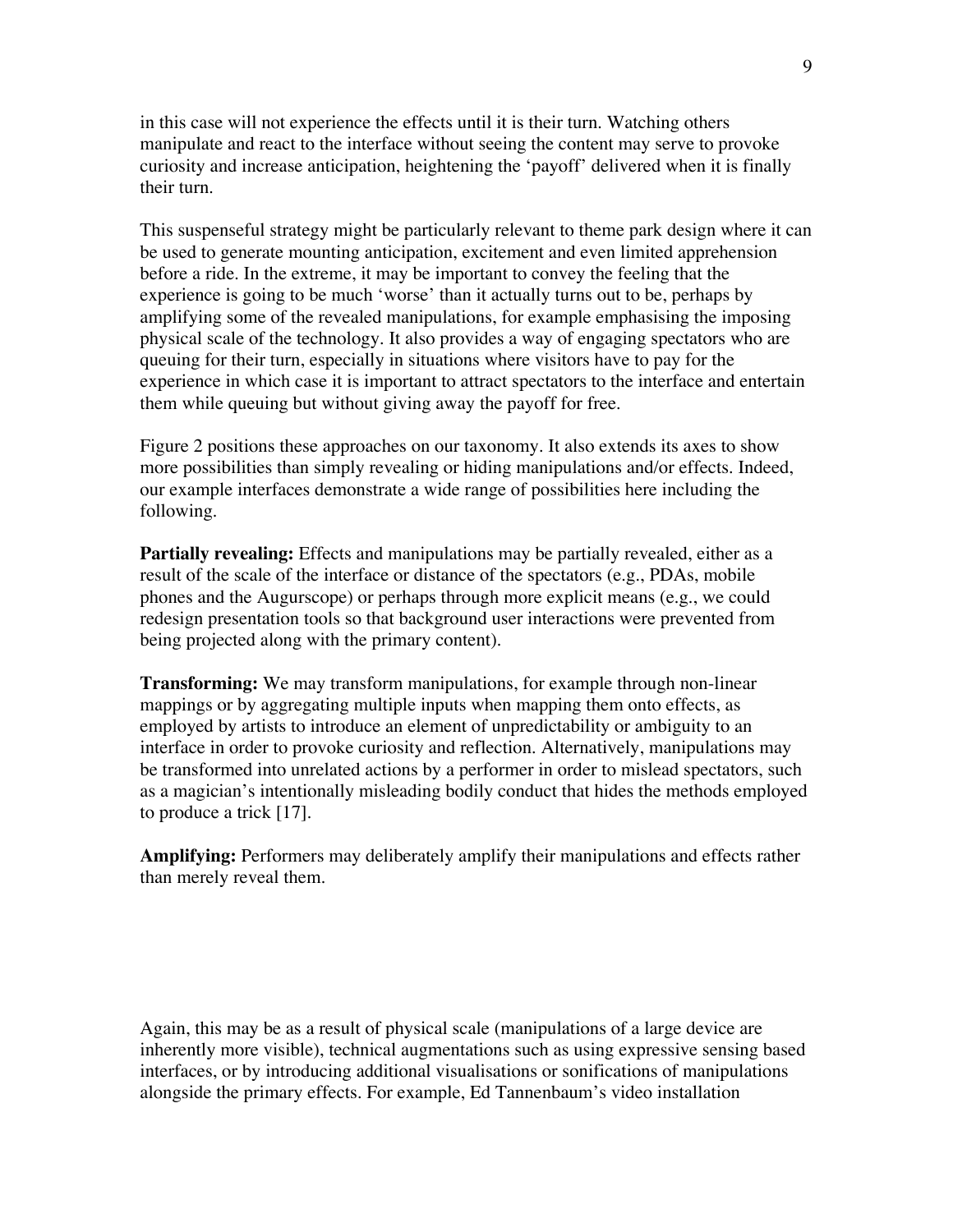in this case will not experience the effects until it is their turn. Watching others manipulate and react to the interface without seeing the content may serve to provoke curiosity and increase anticipation, heightening the 'payoff' delivered when it is finally their turn.

This suspenseful strategy might be particularly relevant to theme park design where it can be used to generate mounting anticipation, excitement and even limited apprehension before a ride. In the extreme, it may be important to convey the feeling that the experience is going to be much 'worse' than it actually turns out to be, perhaps by amplifying some of the revealed manipulations, for example emphasising the imposing physical scale of the technology. It also provides a way of engaging spectators who are queuing for their turn, especially in situations where visitors have to pay for the experience in which case it is important to attract spectators to the interface and entertain them while queuing but without giving away the payoff for free.

Figure 2 positions these approaches on our taxonomy. It also extends its axes to show more possibilities than simply revealing or hiding manipulations and/or effects. Indeed, our example interfaces demonstrate a wide range of possibilities here including the following.

**Partially revealing:** Effects and manipulations may be partially revealed, either as a result of the scale of the interface or distance of the spectators (e.g., PDAs, mobile phones and the Augurscope) or perhaps through more explicit means (e.g., we could redesign presentation tools so that background user interactions were prevented from being projected along with the primary content).

**Transforming:** We may transform manipulations, for example through non-linear mappings or by aggregating multiple inputs when mapping them onto effects, as employed by artists to introduce an element of unpredictability or ambiguity to an interface in order to provoke curiosity and reflection. Alternatively, manipulations may be transformed into unrelated actions by a performer in order to mislead spectators, such as a magician's intentionally misleading bodily conduct that hides the methods employed to produce a trick [17].

**Amplifying:** Performers may deliberately amplify their manipulations and effects rather than merely reveal them.

Again, this may be as a result of physical scale (manipulations of a large device are inherently more visible), technical augmentations such as using expressive sensing based interfaces, or by introducing additional visualisations or sonifications of manipulations alongside the primary effects. For example, Ed Tannenbaum's video installation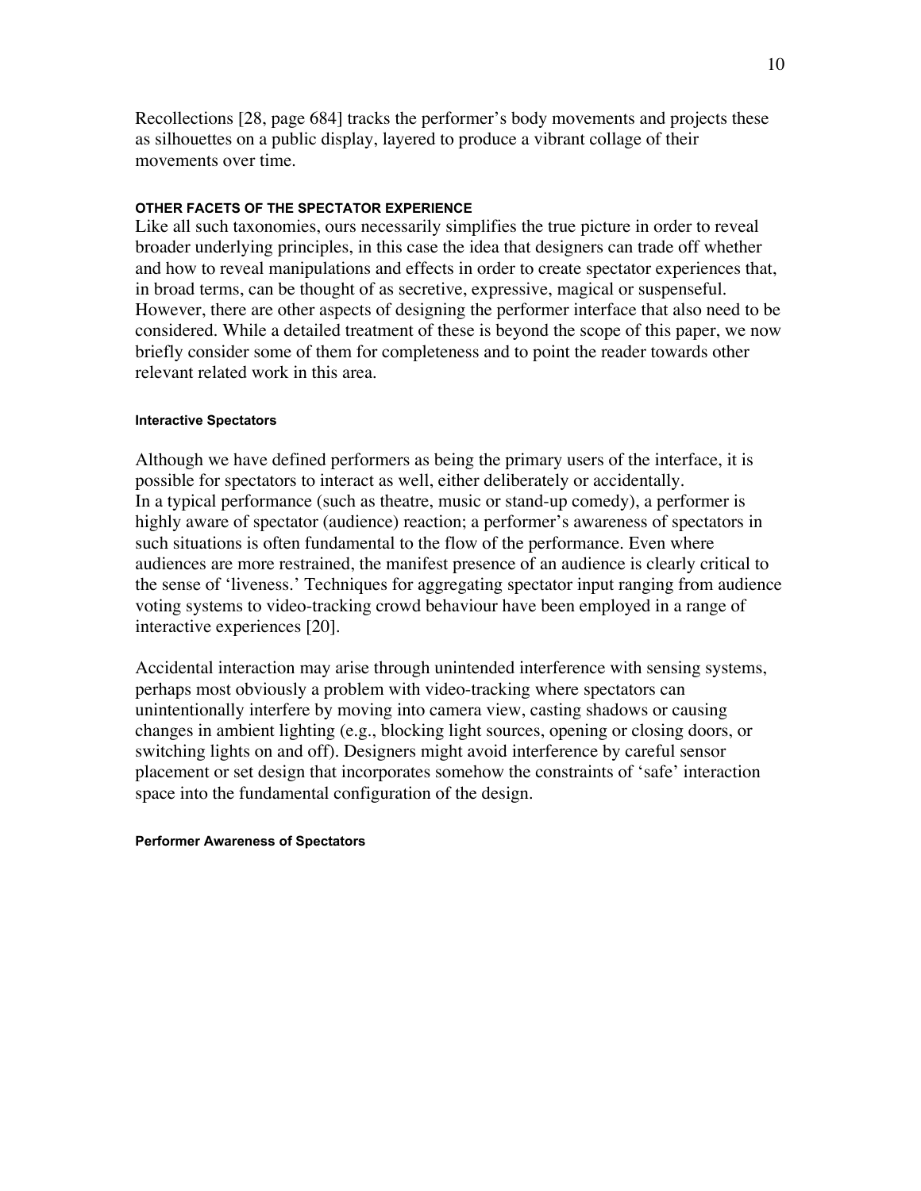Recollections [28, page 684] tracks the performer's body movements and projects these as silhouettes on a public display, layered to produce a vibrant collage of their movements over time.

## OTHER FACETS OF THE SPECTATOR EXPERIENCE

Like all such taxonomies, ours necessarily simplifies the true picture in order to reveal broader underlying principles, in this case the idea that designers can trade off whether and how to reveal manipulations and effects in order to create spectator experiences that, in broad terms, can be thought of as secretive, expressive, magical or suspenseful. However, there are other aspects of designing the performer interface that also need to be considered. While a detailed treatment of these is beyond the scope of this paper, we now briefly consider some of them for completeness and to point the reader towards other relevant related work in this area.

### Interactive Spectators

Although we have defined performers as being the primary users of the interface, it is possible for spectators to interact as well, either deliberately or accidentally. In a typical performance (such as theatre, music or stand-up comedy), a performer is highly aware of spectator (audience) reaction; a performer's awareness of spectators in such situations is often fundamental to the flow of the performance. Even where audiences are more restrained, the manifest presence of an audience is clearly critical to the sense of 'liveness.' Techniques for aggregating spectator input ranging from audience voting systems to video-tracking crowd behaviour have been employed in a range of interactive experiences [20].

Accidental interaction may arise through unintended interference with sensing systems, perhaps most obviously a problem with video-tracking where spectators can unintentionally interfere by moving into camera view, casting shadows or causing changes in ambient lighting (e.g., blocking light sources, opening or closing doors, or switching lights on and off). Designers might avoid interference by careful sensor placement or set design that incorporates somehow the constraints of 'safe' interaction space into the fundamental configuration of the design.

### Performer Awareness of Spectators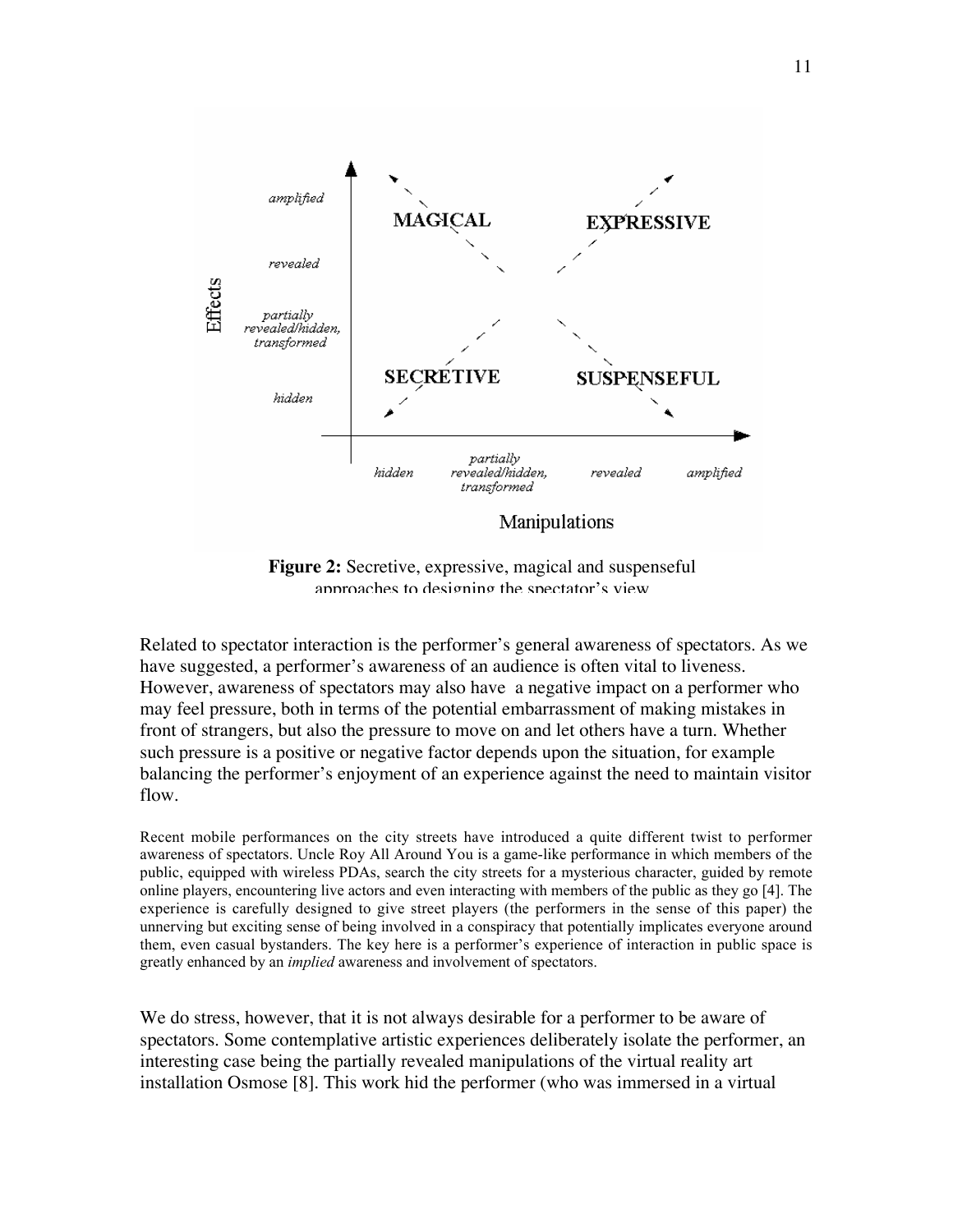**Figure 2:** Secretive, expressive, magical and suspenseful approaches to designing the spectator's view

Related to spectator interaction is the performer's general awareness of spectators. As we have suggested, a performer's awareness of an audience is often vital to liveness. However, awareness of spectators may also have a negative impact on a performer who may feel pressure, both in terms of the potential embarrassment of making mistakes in front of strangers, but also the pressure to move on and let others have a turn. Whether such pressure is a positive or negative factor depends upon the situation, for example balancing the performer's enjoyment of an experience against the need to maintain visitor flow.

Recent mobile performances on the city streets have introduced a quite different twist to performer awareness of spectators. Uncle Roy All Around You is a game-like performance in which members of the public, equipped with wireless PDAs, search the city streets for a mysterious character, guided by remote online players, encountering live actors and even interacting with members of the public as they go [4]. The experience is carefully designed to give street players (the performers in the sense of this paper) the unnerving but exciting sense of being involved in a conspiracy that potentially implicates everyone around them, even casual bystanders. The key here is a performer's experience of interaction in public space is greatly enhanced by an *implied* awareness and involvement of spectators.

We do stress, however, that it is not always desirable for a performer to be aware of spectators. Some contemplative artistic experiences deliberately isolate the performer, an interesting case being the partially revealed manipulations of the virtual reality art installation Osmose [8]. This work hid the performer (who was immersed in a virtual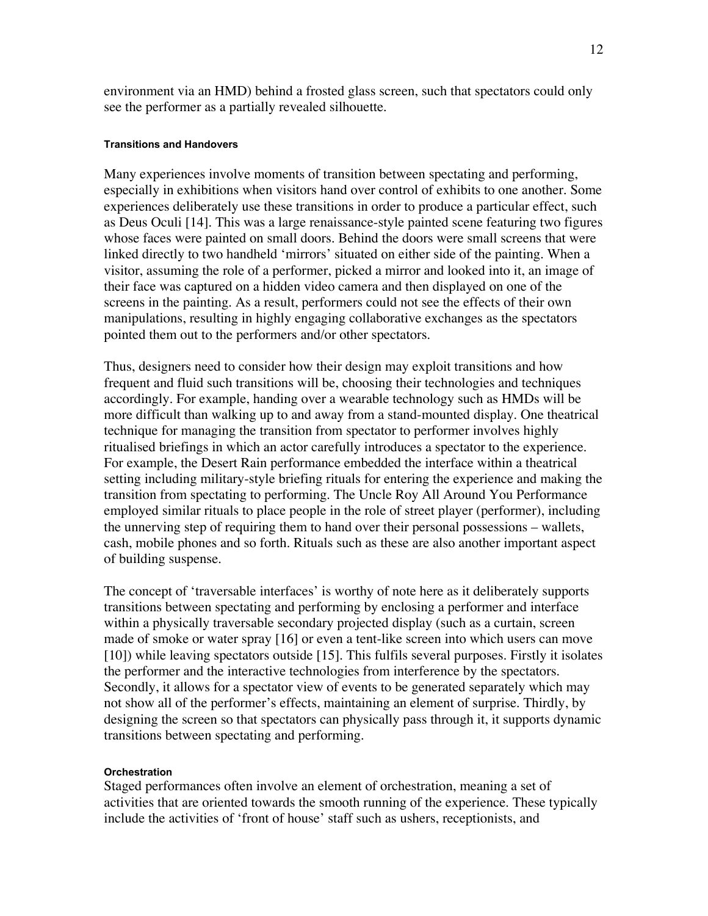environment via an HMD) behind a frosted glass screen, such that spectators could only see the performer as a partially revealed silhouette.

#### Transitions and Handovers

Many experiences involve moments of transition between spectating and performing, especially in exhibitions when visitors hand over control of exhibits to one another. Some experiences deliberately use these transitions in order to produce a particular effect, such as Deus Oculi [14]. This was a large renaissance-style painted scene featuring two figures whose faces were painted on small doors. Behind the doors were small screens that were linked directly to two handheld 'mirrors' situated on either side of the painting. When a visitor, assuming the role of a performer, picked a mirror and looked into it, an image of their face was captured on a hidden video camera and then displayed on one of the screens in the painting. As a result, performers could not see the effects of their own manipulations, resulting in highly engaging collaborative exchanges as the spectators pointed them out to the performers and/or other spectators.

Thus, designers need to consider how their design may exploit transitions and how frequent and fluid such transitions will be, choosing their technologies and techniques accordingly. For example, handing over a wearable technology such as HMDs will be more difficult than walking up to and away from a stand-mounted display. One theatrical technique for managing the transition from spectator to performer involves highly ritualised briefings in which an actor carefully introduces a spectator to the experience. For example, the Desert Rain performance embedded the interface within a theatrical setting including military-style briefing rituals for entering the experience and making the transition from spectating to performing. The Uncle Roy All Around You Performance employed similar rituals to place people in the role of street player (performer), including the unnerving step of requiring them to hand over their personal possessions – wallets, cash, mobile phones and so forth. Rituals such as these are also another important aspect of building suspense.

The concept of 'traversable interfaces' is worthy of note here as it deliberately supports transitions between spectating and performing by enclosing a performer and interface within a physically traversable secondary projected display (such as a curtain, screen made of smoke or water spray [16] or even a tent-like screen into which users can move [10]) while leaving spectators outside [15]. This fulfils several purposes. Firstly it isolates the performer and the interactive technologies from interference by the spectators. Secondly, it allows for a spectator view of events to be generated separately which may not show all of the performer's effects, maintaining an element of surprise. Thirdly, by designing the screen so that spectators can physically pass through it, it supports dynamic transitions between spectating and performing.

#### Orchestration

Staged performances often involve an element of orchestration, meaning a set of activities that are oriented towards the smooth running of the experience. These typically include the activities of 'front of house' staff such as ushers, receptionists, and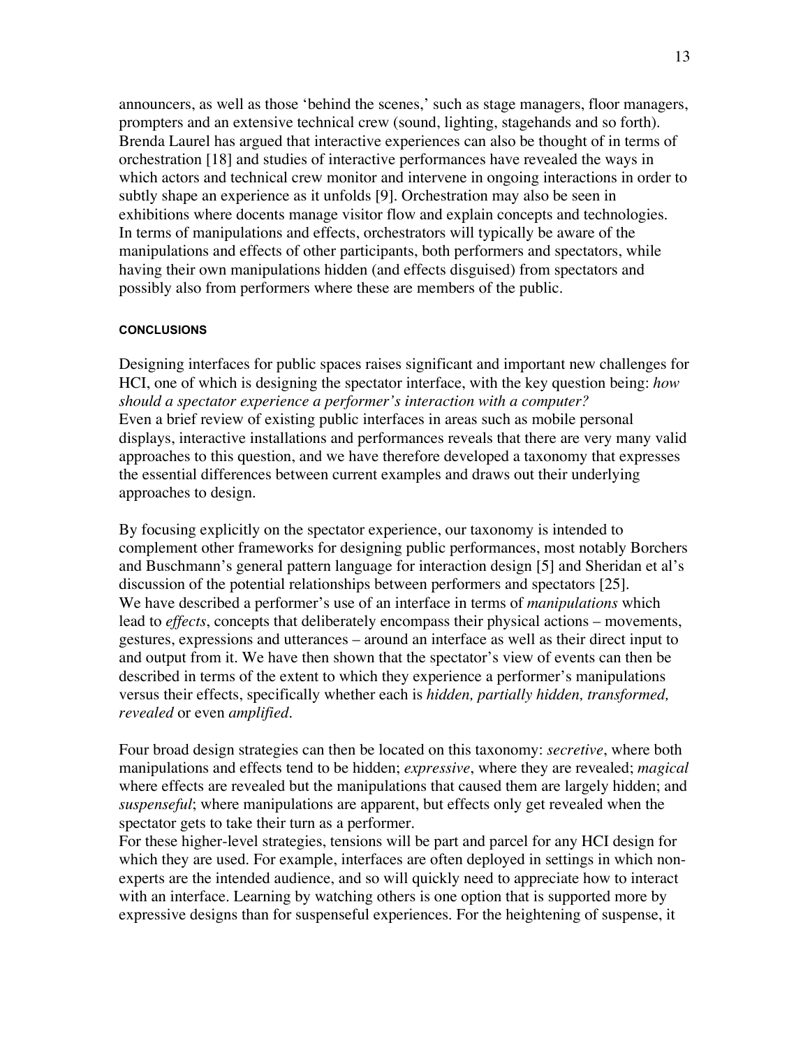announcers, as well as those 'behind the scenes,' such as stage managers, floor managers, prompters and an extensive technical crew (sound, lighting, stagehands and so forth). Brenda Laurel has argued that interactive experiences can also be thought of in terms of orchestration [18] and studies of interactive performances have revealed the ways in which actors and technical crew monitor and intervene in ongoing interactions in order to subtly shape an experience as it unfolds [9]. Orchestration may also be seen in exhibitions where docents manage visitor flow and explain concepts and technologies. In terms of manipulations and effects, orchestrators will typically be aware of the manipulations and effects of other participants, both performers and spectators, while having their own manipulations hidden (and effects disguised) from spectators and possibly also from performers where these are members of the public.

#### CONCLUSIONS

Designing interfaces for public spaces raises significant and important new challenges for HCI, one of which is designing the spectator interface, with the key question being: *how should a spectator experience a performer's interaction with a computer?* Even a brief review of existing public interfaces in areas such as mobile personal displays, interactive installations and performances reveals that there are very many valid approaches to this question, and we have therefore developed a taxonomy that expresses the essential differences between current examples and draws out their underlying approaches to design.

By focusing explicitly on the spectator experience, our taxonomy is intended to complement other frameworks for designing public performances, most notably Borchers and Buschmann's general pattern language for interaction design [5] and Sheridan et al's discussion of the potential relationships between performers and spectators [25]. We have described a performer's use of an interface in terms of *manipulations* which lead to *effects*, concepts that deliberately encompass their physical actions – movements, gestures, expressions and utterances – around an interface as well as their direct input to and output from it. We have then shown that the spectator's view of events can then be described in terms of the extent to which they experience a performer's manipulations versus their effects, specifically whether each is *hidden, partially hidden, transformed, revealed* or even *amplified*.

Four broad design strategies can then be located on this taxonomy: *secretive*, where both manipulations and effects tend to be hidden; *expressive*, where they are revealed; *magical* where effects are revealed but the manipulations that caused them are largely hidden; and *suspenseful*; where manipulations are apparent, but effects only get revealed when the spectator gets to take their turn as a performer.
For these higher-level strategies, tensions will be part and parcel for any HCI design for which they are used. For example, interfaces are often deployed in settings in which non-experts are the intended audience, and so will quickly need to appreciate how to interact with an interface. Learning by watching others is one option that is supported more by expressive designs than for suspenseful experiences. For the heightening of suspense, it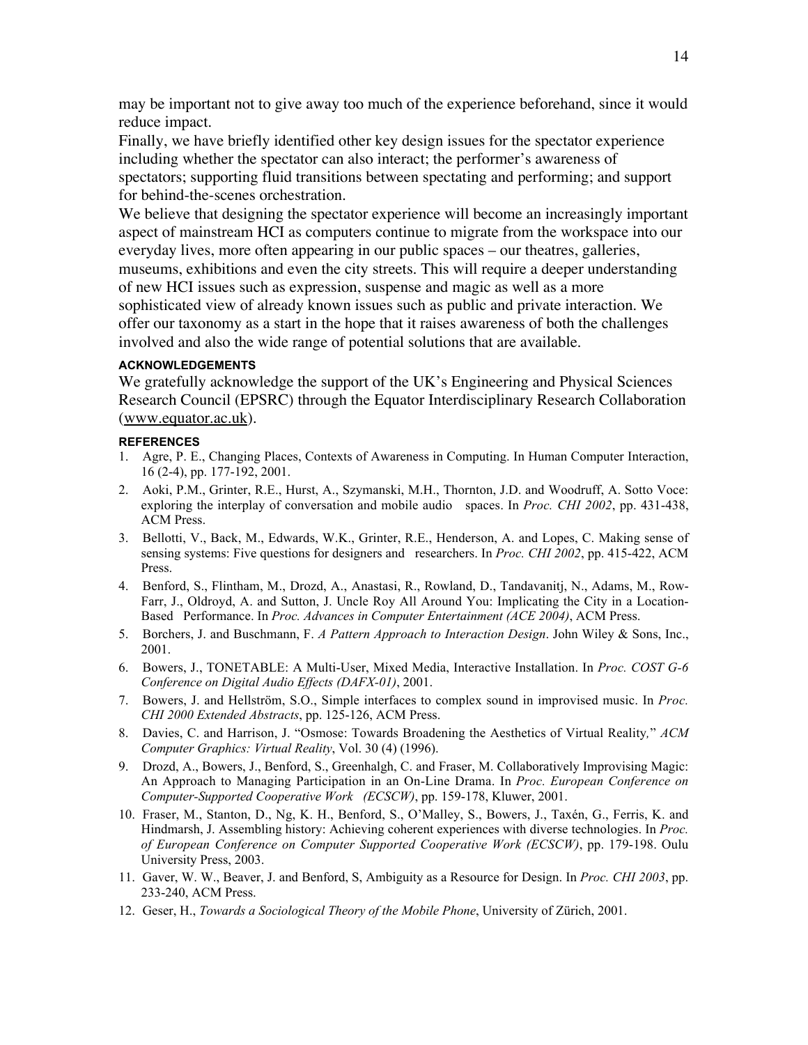may be important not to give away too much of the experience beforehand, since it would reduce impact.

Finally, we have briefly identified other key design issues for the spectator experience including whether the spectator can also interact; the performer's awareness of spectators; supporting fluid transitions between spectating and performing; and support for behind-the-scenes orchestration.

We believe that designing the spectator experience will become an increasingly important aspect of mainstream HCI as computers continue to migrate from the workspace into our everyday lives, more often appearing in our public spaces – our theatres, galleries, museums, exhibitions and even the city streets. This will require a deeper understanding of new HCI issues such as expression, suspense and magic as well as a more sophisticated view of already known issues such as public and private interaction. We offer our taxonomy as a start in the hope that it raises awareness of both the challenges involved and also the wide range of potential solutions that are available.

#### ACKNOWLEDGEMENTS

We gratefully acknowledge the support of the UK's Engineering and Physical Sciences Research Council (EPSRC) through the Equator Interdisciplinary Research Collaboration (www.equator.ac.uk).

#### REFERENCES

1. Agre, P. E., Changing Places, Contexts of Awareness in Computing. In Human Computer Interaction, 16 (2-4), pp. 177-192, 2001.
2. Aoki, P.M., Grinter, R.E., Hurst, A., Szymanski, M.H., Thornton, J.D. and Woodruff, A. Sotto Voce: exploring the interplay of conversation and mobile audio spaces. In *Proc. CHI 2002*, pp. 431-438, ACM Press.
3. Bellotti, V., Back, M., Edwards, W.K., Grinter, R.E., Henderson, A. and Lopes, C. Making sense of sensing systems: Five questions for designers and researchers. In *Proc. CHI 2002*, pp. 415-422, ACM Press.
4. Benford, S., Flintham, M., Drozd, A., Anastasi, R., Rowland, D., Tandavanitj, N., Adams, M., Row-Farr, J., Oldroyd, A. and Sutton, J. Uncle Roy All Around You: Implicating the City in a Location-Based Performance. In *Proc. Advances in Computer Entertainment (ACE 2004)*, ACM Press.
5. Borchers, J. and Buschmann, F. *A Pattern Approach to Interaction Design*. John Wiley & Sons, Inc., 2001.
6. Bowers, J., TONETABLE: A Multi-User, Mixed Media, Interactive Installation. In *Proc. COST G-6 Conference on Digital Audio Effects (DAFX-01)*, 2001.
7. Bowers, J. and Hellström, S.O., Simple interfaces to complex sound in improvised music. In *Proc. CHI 2000 Extended Abstracts*, pp. 125-126, ACM Press.
8. Davies, C. and Harrison, J. "Osmose: Towards Broadening the Aesthetics of Virtual Reality," *ACM Computer Graphics: Virtual Reality*, Vol. 30 (4) (1996).
9. Drozd, A., Bowers, J., Benford, S., Greenhalgh, C. and Fraser, M. Collaboratively Improvising Magic: An Approach to Managing Participation in an On-Line Drama. In *Proc. European Conference on Computer-Supported Cooperative Work (ECSCW)*, pp. 159-178, Kluwer, 2001.
10. Fraser, M., Stanton, D., Ng, K. H., Benford, S., O'Malley, S., Bowers, J., Taxén, G., Ferris, K. and Hindmarsh, J. Assembling history: Achieving coherent experiences with diverse technologies. In *Proc. of European Conference on Computer Supported Cooperative Work (ECSCW)*, pp. 179-198. Oulu University Press, 2003.
11. Gaver, W. W., Beaver, J. and Benford, S, Ambiguity as a Resource for Design. In *Proc. CHI 2003*, pp. 233-240, ACM Press.
12. Geser, H., *Towards a Sociological Theory of the Mobile Phone*, University of Zürich, 2001.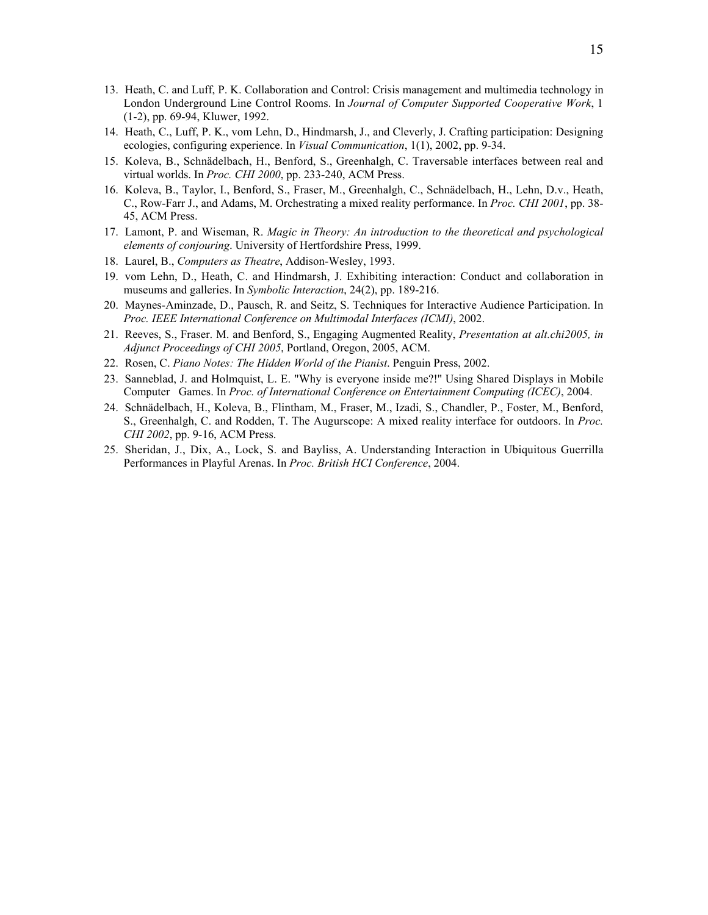13. Heath, C. and Luff, P. K. Collaboration and Control: Crisis management and multimedia technology in London Underground Line Control Rooms. In *Journal of Computer Supported Cooperative Work*, 1 (1-2), pp. 69-94, Kluwer, 1992.
14. Heath, C., Luff, P. K., vom Lehn, D., Hindmarsh, J., and Cleverly, J. Crafting participation: Designing ecologies, configuring experience. In *Visual Communication*, 1(1), 2002, pp. 9-34.
15. Koleva, B., Schnädelbach, H., Benford, S., Greenhalgh, C. Traversable interfaces between real and virtual worlds. In *Proc. CHI 2000*, pp. 233-240, ACM Press.
16. Koleva, B., Taylor, I., Benford, S., Fraser, M., Greenhalgh, C., Schnädelbach, H., Lehn, D.v., Heath, C., Row-Farr J., and Adams, M. Orchestrating a mixed reality performance. In *Proc. CHI 2001*, pp. 38-45, ACM Press.
17. Lamont, P. and Wiseman, R. *Magic in Theory: An introduction to the theoretical and psychological elements of conjouring*. University of Hertfordshire Press, 1999.
18. Laurel, B., *Computers as Theatre*, Addison-Wesley, 1993.
19. vom Lehn, D., Heath, C. and Hindmarsh, J. Exhibiting interaction: Conduct and collaboration in museums and galleries. In *Symbolic Interaction*, 24(2), pp. 189-216.
20. Maynes-Aminzade, D., Pausch, R. and Seitz, S. Techniques for Interactive Audience Participation. In *Proc. IEEE International Conference on Multimodal Interfaces (ICMI)*, 2002.
21. Reeves, S., Fraser. M. and Benford, S., Engaging Augmented Reality, *Presentation at alt.chi2005, in Adjunct Proceedings of CHI 2005*, Portland, Oregon, 2005, ACM.
22. Rosen, C. *Piano Notes: The Hidden World of the Pianist*. Penguin Press, 2002.
23. Sanneblad, J. and Holmquist, L. E. "Why is everyone inside me?!" Using Shared Displays in Mobile Computer Games. In *Proc. of International Conference on Entertainment Computing (ICEC)*, 2004.
24. Schnädelbach, H., Koleva, B., Flintham, M., Fraser, M., Izadi, S., Chandler, P., Foster, M., Benford, S., Greenhalgh, C. and Rodden, T. The Augurscope: A mixed reality interface for outdoors. In *Proc. CHI 2002*, pp. 9-16, ACM Press.
25. Sheridan, J., Dix, A., Lock, S. and Bayliss, A. Understanding Interaction in Ubiquitous Guerrilla Performances in Playful Arenas. In *Proc. British HCI Conference*, 2004.